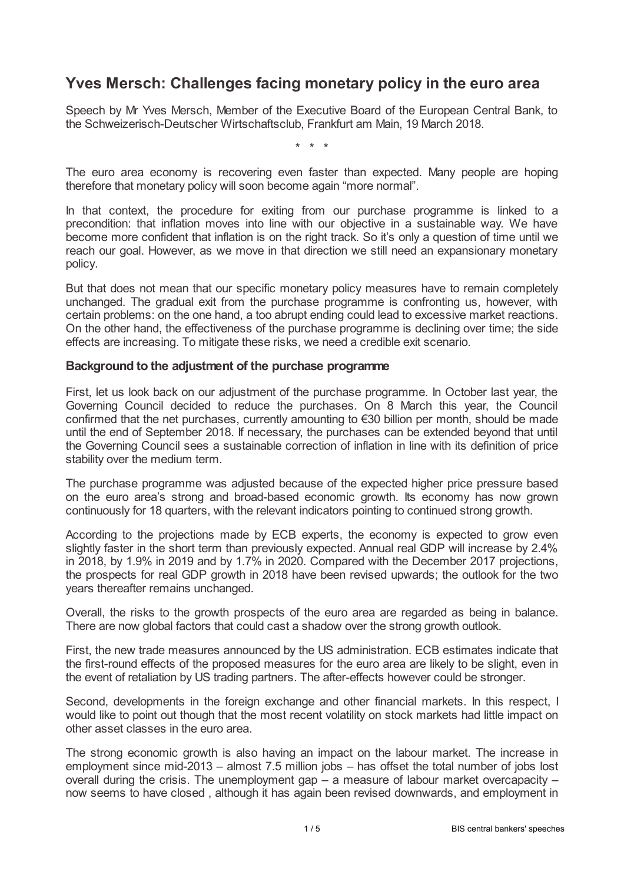# Yves Mersch: Challenges facing monetary policy in the euro area

Speech by Mr Yves Mersch, Member of the Executive Board of the European Central Bank, to the Schweizerisch-Deutscher Wirtschaftsclub, Frankfurt am Main, 19 March 2018.

\* \* \*

The euro area economy is recovering even faster than expected. Many people are hoping therefore that monetary policy will soon become again "more normal".

In that context, the procedure for exiting from our purchase programme is linked to a precondition: that inflation moves into line with our objective in a sustainable way. We have become more confident that inflation is on the right track. So it's only a question of time until we reach our goal. However, as we move in that direction we still need an expansionary monetary policy.

But that does not mean that our specific monetary policy measures have to remain completely unchanged. The gradual exit from the purchase programme is confronting us, however, with certain problems: on the one hand, a too abrupt ending could lead to excessive market reactions. On the other hand, the effectiveness of the purchase programme is declining over time; the side effects are increasing. To mitigate these risks, we need a credible exit scenario.

### Background to the adjustment of the purchase programme

First, let us look back on our adjustment of the purchase programme. In October last year, the Governing Council decided to reduce the purchases. On 8 March this year, the Council confirmed that the net purchases, currently amounting to €30 billion per month, should be made until the end of September 2018. If necessary, the purchases can be extended beyond that until the Governing Council sees a sustainable correction of inflation in line with its definition of price stability over the medium term.

The purchase programme was adjusted because of the expected higher price pressure based on the euro area's strong and broad-based economic growth. Its economy has now grown continuously for 18 quarters, with the relevant indicators pointing to continued strong growth.

According to the projections made by ECB experts, the economy is expected to grow even slightly faster in the short term than previously expected. Annual real GDP will increase by 2.4% in 2018, by 1.9% in 2019 and by 1.7% in 2020. Compared with the December 2017 projections, the prospects for real GDP growth in 2018 have been revised upwards; the outlook for the two years thereafter remains unchanged.

Overall, the risks to the growth prospects of the euro area are regarded as being in balance. There are now global factors that could cast a shadow over the strong growth outlook.

First, the new trade measures announced by the US administration. ECB estimates indicate that the first-round effects of the proposed measures for the euro area are likely to be slight, even in the event of retaliation by US trading partners. The after-effects however could be stronger.

Second, developments in the foreign exchange and other financial markets. In this respect, I would like to point out though that the most recent volatility on stock markets had little impact on other asset classes in the euro area.

The strong economic growth is also having an impact on the labour market. The increase in employment since mid-2013 – almost 7.5 million jobs – has offset the total number of jobs lost overall during the crisis. The unemployment gap – a measure of labour market overcapacity – now seems to have closed , although it has again been revised downwards, and employment in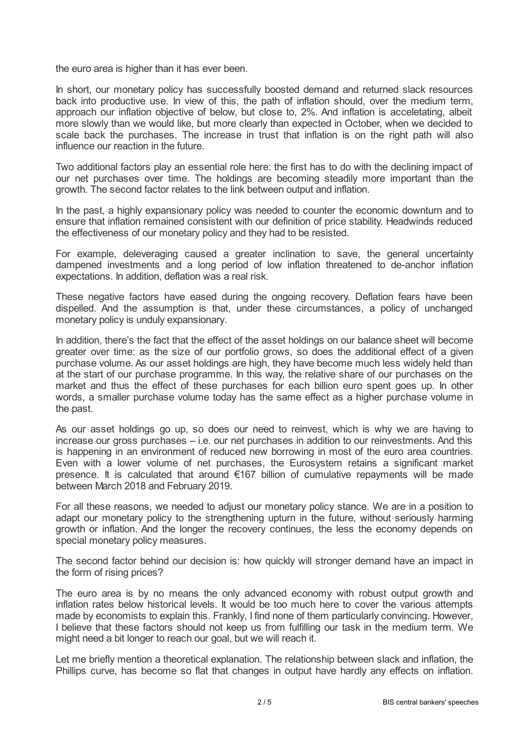the euro area is higher than it has ever been.

In short, our monetary policy has successfully boosted demand and returned slack resources back into productive use. In view of this, the path of inflation should, over the medium term, approach our inflation objective of below, but close to, 2%. And inflation is acceletating, albeit more slowly than we would like, but more clearly than expected in October, when we decided to scale back the purchases. The increase in trust that inflation is on the right path will also influence our reaction in the future.

Two additional factors play an essential role here: the first has to do with the declining impact of our net purchases over time. The holdings are becoming steadily more important than the growth. The second factor relates to the link between output and inflation.

In the past, a highly expansionary policy was needed to counter the economic downturn and to ensure that inflation remained consistent with our definition of price stability. Headwinds reduced the effectiveness of our monetary policy and they had to be resisted.

For example, deleveraging caused a greater inclination to save, the general uncertainty dampened investments and a long period of low inflation threatened to de-anchor inflation expectations. In addition, deflation was a real risk.

These negative factors have eased during the ongoing recovery. Deflation fears have been dispelled. And the assumption is that, under these circumstances, a policy of unchanged monetary policy is unduly expansionary.

In addition, there's the fact that the effect of the asset holdings on our balance sheet will become greater over time: as the size of our portfolio grows, so does the additional effect of a given purchase volume. As our asset holdings are high, they have become much less widely held than at the start of our purchase programme. In this way, the relative share of our purchases on the market and thus the effect of these purchases for each billion euro spent goes up. In other words, a smaller purchase volume today has the same effect as a higher purchase volume in the past.

As our asset holdings go up, so does our need to reinvest, which is why we are having to increase our gross purchases – i.e. our net purchases in addition to our reinvestments. And this is happening in an environment of reduced new borrowing in most of the euro area countries. Even with a lower volume of net purchases, the Eurosystem retains a significant market presence. It is calculated that around €167 billion of cumulative repayments will be made between March 2018 and February 2019.

For all these reasons, we needed to adjust our monetary policy stance. We are in a position to adapt our monetary policy to the strengthening upturn in the future, without seriously harming growth or inflation. And the longer the recovery continues, the less the economy depends on special monetary policy measures.

The second factor behind our decision is: how quickly will stronger demand have an impact in the form of rising prices?

The euro area is by no means the only advanced economy with robust output growth and inflation rates below historical levels. It would be too much here to cover the various attempts made by economists to explain this. Frankly, I find none of them particularly convincing. However, I believe that these factors should not keep us from fulfilling our task in the medium term. We might need a bit longer to reach our goal, but we will reach it.

Let me briefly mention a theoretical explanation. The relationship between slack and inflation, the Phillips curve, has become so flat that changes in output have hardly any effects on inflation.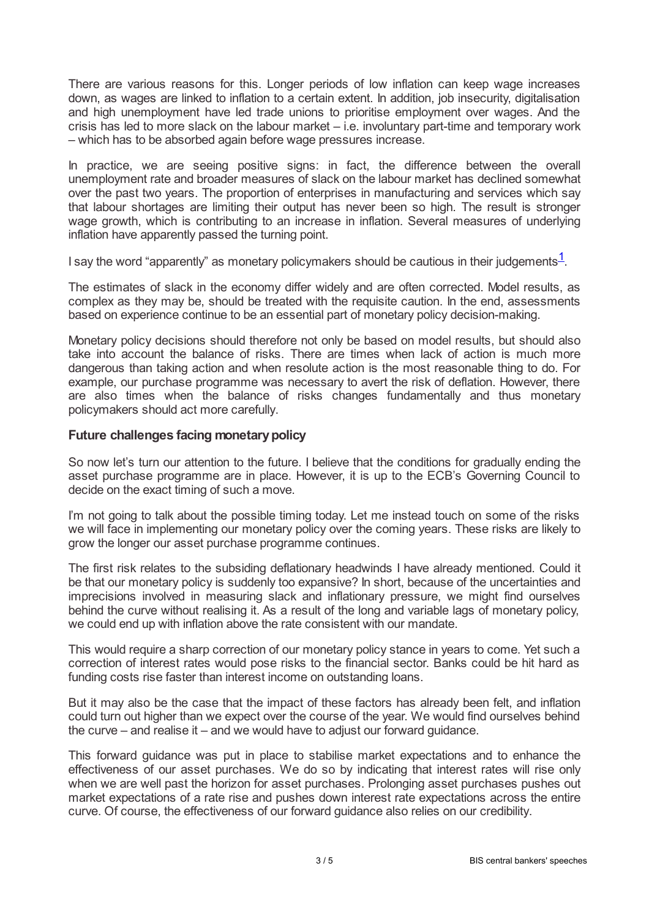There are various reasons for this. Longer periods of low inflation can keep wage increases down, as wages are linked to inflation to a certain extent. In addition, job insecurity, digitalisation and high unemployment have led trade unions to prioritise employment over wages. And the crisis has led to more slack on the labour market – i.e. involuntary part-time and temporary work – which has to be absorbed again before wage pressures increase.

In practice, we are seeing positive signs: in fact, the difference between the overall unemployment rate and broader measures of slack on the labour market has declined somewhat over the past two years. The proportion of enterprises in manufacturing and services which say that labour shortages are limiting their output has never been so high. The result is stronger wage growth, which is contributing to an increase in inflation. Several measures of underlying inflation have apparently passed the turning point.

I say the word "apparently" as monetary policymakers should be cautious in their judgements[1].

The estimates of slack in the economy differ widely and are often corrected. Model results, as complex as they may be, should be treated with the requisite caution. In the end, assessments based on experience continue to be an essential part of monetary policy decision-making.

Monetary policy decisions should therefore not only be based on model results, but should also take into account the balance of risks. There are times when lack of action is much more dangerous than taking action and when resolute action is the most reasonable thing to do. For example, our purchase programme was necessary to avert the risk of deflation. However, there are also times when the balance of risks changes fundamentally and thus monetary policymakers should act more carefully.

## Future challenges facing monetary policy

So now let's turn our attention to the future. I believe that the conditions for gradually ending the asset purchase programme are in place. However, it is up to the ECB's Governing Council to decide on the exact timing of such a move.

I'm not going to talk about the possible timing today. Let me instead touch on some of the risks we will face in implementing our monetary policy over the coming years. These risks are likely to grow the longer our asset purchase programme continues.

The first risk relates to the subsiding deflationary headwinds I have already mentioned. Could it be that our monetary policy is suddenly too expansive? In short, because of the uncertainties and imprecisions involved in measuring slack and inflationary pressure, we might find ourselves behind the curve without realising it. As a result of the long and variable lags of monetary policy, we could end up with inflation above the rate consistent with our mandate.

This would require a sharp correction of our monetary policy stance in years to come. Yet such a correction of interest rates would pose risks to the financial sector. Banks could be hit hard as funding costs rise faster than interest income on outstanding loans.

But it may also be the case that the impact of these factors has already been felt, and inflation could turn out higher than we expect over the course of the year. We would find ourselves behind the curve – and realise it – and we would have to adjust our forward guidance.

This forward guidance was put in place to stabilise market expectations and to enhance the effectiveness of our asset purchases. We do so by indicating that interest rates will rise only when we are well past the horizon for asset purchases. Prolonging asset purchases pushes out market expectations of a rate rise and pushes down interest rate expectations across the entire curve. Of course, the effectiveness of our forward guidance also relies on our credibility.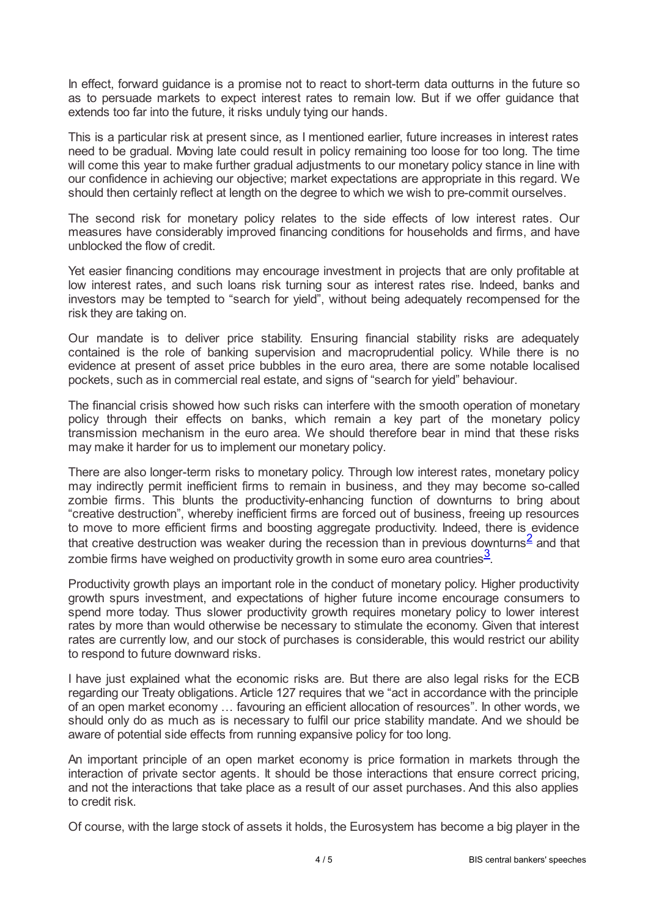In effect, forward guidance is a promise not to react to short-term data outturns in the future so as to persuade markets to expect interest rates to remain low. But if we offer guidance that extends too far into the future, it risks unduly tying our hands.

This is a particular risk at present since, as I mentioned earlier, future increases in interest rates need to be gradual. Moving late could result in policy remaining too loose for too long. The time will come this year to make further gradual adjustments to our monetary policy stance in line with our confidence in achieving our objective; market expectations are appropriate in this regard. We should then certainly reflect at length on the degree to which we wish to pre-commit ourselves.

The second risk for monetary policy relates to the side effects of low interest rates. Our measures have considerably improved financing conditions for households and firms, and have unblocked the flow of credit.

Yet easier financing conditions may encourage investment in projects that are only profitable at low interest rates, and such loans risk turning sour as interest rates rise. Indeed, banks and investors may be tempted to "search for yield", without being adequately recompensed for the risk they are taking on.

Our mandate is to deliver price stability. Ensuring financial stability risks are adequately contained is the role of banking supervision and macroprudential policy. While there is no evidence at present of asset price bubbles in the euro area, there are some notable localised pockets, such as in commercial real estate, and signs of "search for yield" behaviour.

The financial crisis showed how such risks can interfere with the smooth operation of monetary policy through their effects on banks, which remain a key part of the monetary policy transmission mechanism in the euro area. We should therefore bear in mind that these risks may make it harder for us to implement our monetary policy.

There are also longer-term risks to monetary policy. Through low interest rates, monetary policy may indirectly permit inefficient firms to remain in business, and they may become so-called zombie firms. This blunts the productivity-enhancing function of downturns to bring about "creative destruction", whereby inefficient firms are forced out of business, freeing up resources to move to more efficient firms and boosting aggregate productivity. Indeed, there is evidence that creative destruction was weaker during the recession than in previous downturns[2] and that zombie firms have weighed on productivity growth in some euro area countries[3].

Productivity growth plays an important role in the conduct of monetary policy. Higher productivity growth spurs investment, and expectations of higher future income encourage consumers to spend more today. Thus slower productivity growth requires monetary policy to lower interest rates by more than would otherwise be necessary to stimulate the economy. Given that interest rates are currently low, and our stock of purchases is considerable, this would restrict our ability to respond to future downward risks.

I have just explained what the economic risks are. But there are also legal risks for the ECB regarding our Treaty obligations. Article 127 requires that we "act in accordance with the principle of an open market economy … favouring an efficient allocation of resources". In other words, we should only do as much as is necessary to fulfil our price stability mandate. And we should be aware of potential side effects from running expansive policy for too long.

An important principle of an open market economy is price formation in markets through the interaction of private sector agents. It should be those interactions that ensure correct pricing, and not the interactions that take place as a result of our asset purchases. And this also applies to credit risk.

Of course, with the large stock of assets it holds, the Eurosystem has become a big player in the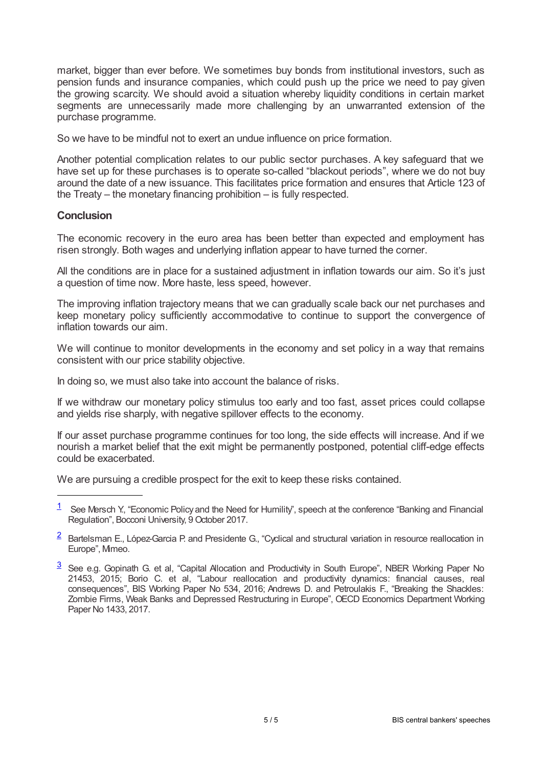market, bigger than ever before. We sometimes buy bonds from institutional investors, such as pension funds and insurance companies, which could push up the price we need to pay given the growing scarcity. We should avoid a situation whereby liquidity conditions in certain market segments are unnecessarily made more challenging by an unwarranted extension of the purchase programme.

So we have to be mindful not to exert an undue influence on price formation.

Another potential complication relates to our public sector purchases. A key safeguard that we have set up for these purchases is to operate so-called "blackout periods", where we do not buy around the date of a new issuance. This facilitates price formation and ensures that Article 123 of the Treaty – the monetary financing prohibition – is fully respected.

**Conclusion**

The economic recovery in the euro area has been better than expected and employment has risen strongly. Both wages and underlying inflation appear to have turned the corner.

All the conditions are in place for a sustained adjustment in inflation towards our aim. So it's just a question of time now. More haste, less speed, however.

The improving inflation trajectory means that we can gradually scale back our net purchases and keep monetary policy sufficiently accommodative to continue to support the convergence of inflation towards our aim.

We will continue to monitor developments in the economy and set policy in a way that remains consistent with our price stability objective.

In doing so, we must also take into account the balance of risks.

If we withdraw our monetary policy stimulus too early and too fast, asset prices could collapse and yields rise sharply, with negative spillover effects to the economy.

If our asset purchase programme continues for too long, the side effects will increase. And if we nourish a market belief that the exit might be permanently postponed, potential cliff-edge effects could be exacerbated.

We are pursuing a credible prospect for the exit to keep these risks contained.

---

[1] See Mersch Y., "Economic Policy and the Need for Humility", speech at the conference "Banking and Financial Regulation", Bocconi University, 9 October 2017.

[2] Bartelsman E., López-Garcia P. and Presidente G., "Cyclical and structural variation in resource reallocation in Europe", Mimeo.

[3] See e.g. Gopinath G. et al, "Capital Allocation and Productivity in South Europe", NBER Working Paper No 21453, 2015; Borio C. et al, "Labour reallocation and productivity dynamics: financial causes, real consequences", BIS Working Paper No 534, 2016; Andrews D. and Petroulakis F., "Breaking the Shackles: Zombie Firms, Weak Banks and Depressed Restructuring in Europe", OECD Economics Department Working Paper No 1433, 2017.